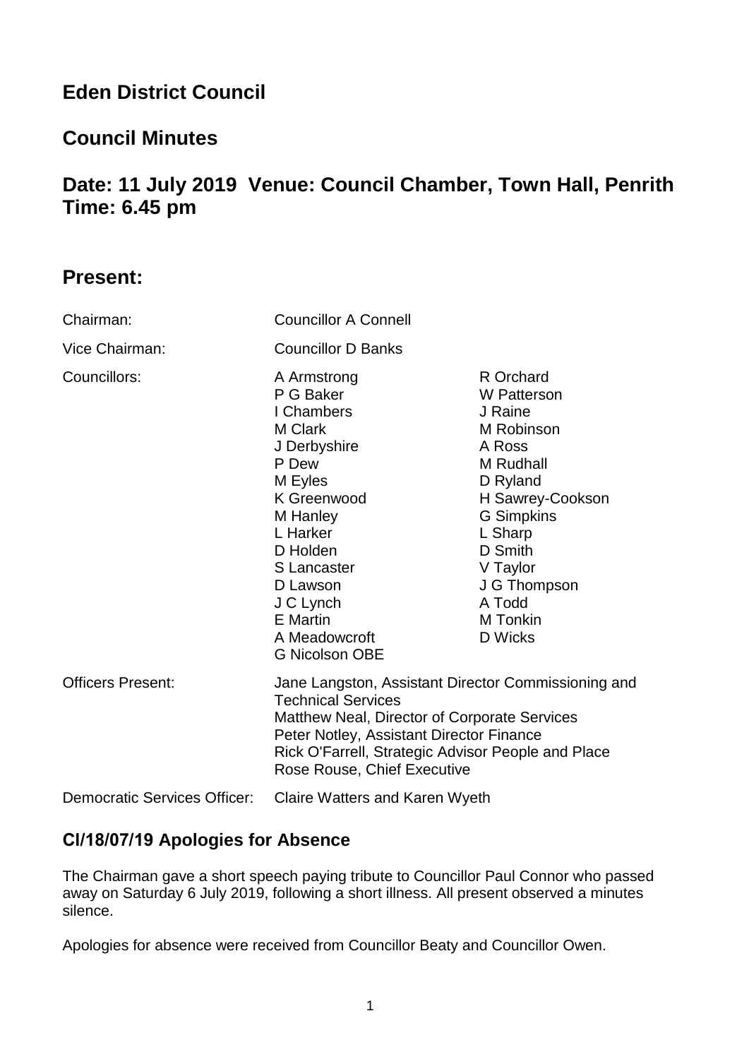# Eden District Council

## Council Minutes

## Date: 11 July 2019 Venue: Council Chamber, Town Hall, Penrith Time: 6.45 pm

## Present:

| | | |
|---|---|---|
| Chairman: | Councillor A Connell | |
| Vice Chairman: | Councillor D Banks | |
| Councillors: | A Armstrong | R Orchard |
| | P G Baker | W Patterson |
| | I Chambers | J Raine |
| | M Clark | M Robinson |
| | J Derbyshire | A Ross |
| | P Dew | M Rudhall |
| | M Eyles | D Ryland |
| | K Greenwood | H Sawrey-Cookson |
| | M Hanley | G Simpkins |
| | L Harker | L Sharp |
| | D Holden | D Smith |
| | S Lancaster | V Taylor |
| | D Lawson | J G Thompson |
| | J C Lynch | A Todd |
| | E Martin | M Tonkin |
| | A Meadowcroft | D Wicks |
| | G Nicolson OBE | |

Officers Present:
Jane Langston, Assistant Director Commissioning and Technical Services
Matthew Neal, Director of Corporate Services
Peter Notley, Assistant Director Finance
Rick O'Farrell, Strategic Advisor People and Place
Rose Rouse, Chief Executive

Democratic Services Officer: Claire Watters and Karen Wyeth

### Cl/18/07/19 Apologies for Absence

The Chairman gave a short speech paying tribute to Councillor Paul Connor who passed away on Saturday 6 July 2019, following a short illness. All present observed a minutes silence.

Apologies for absence were received from Councillor Beaty and Councillor Owen.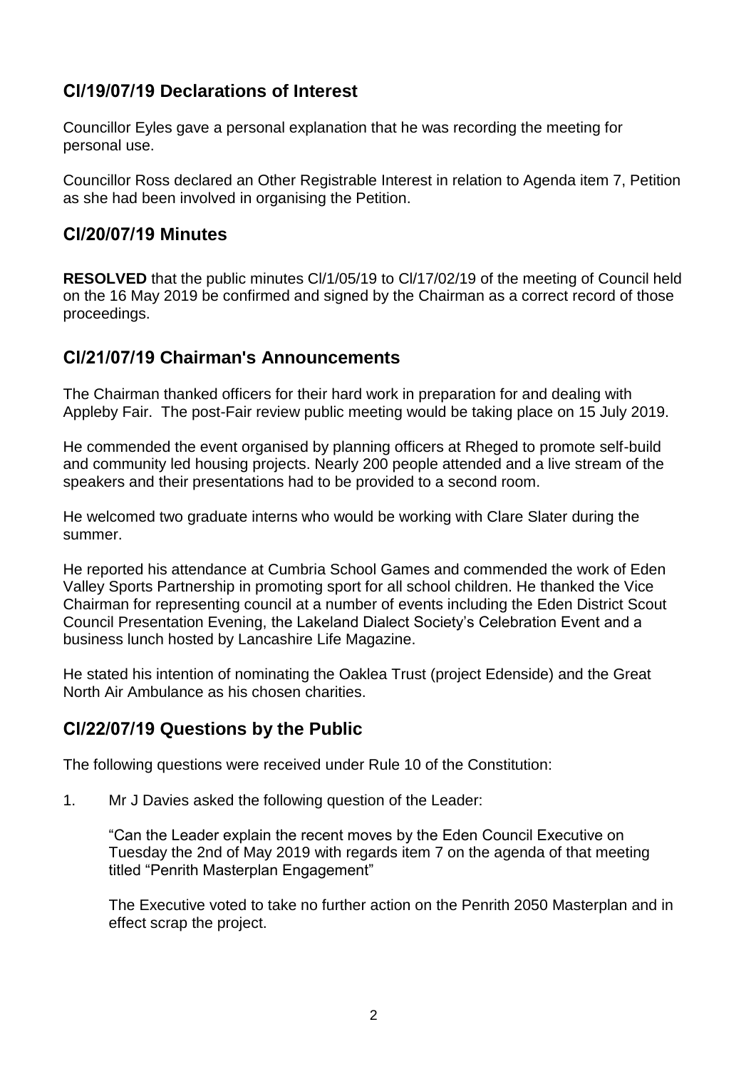## Cl/19/07/19 Declarations of Interest

Councillor Eyles gave a personal explanation that he was recording the meeting for personal use.

Councillor Ross declared an Other Registrable Interest in relation to Agenda item 7, Petition as she had been involved in organising the Petition.

## Cl/20/07/19 Minutes

**RESOLVED** that the public minutes Cl/1/05/19 to Cl/17/02/19 of the meeting of Council held on the 16 May 2019 be confirmed and signed by the Chairman as a correct record of those proceedings.

## Cl/21/07/19 Chairman's Announcements

The Chairman thanked officers for their hard work in preparation for and dealing with Appleby Fair. The post-Fair review public meeting would be taking place on 15 July 2019.

He commended the event organised by planning officers at Rheged to promote self-build and community led housing projects. Nearly 200 people attended and a live stream of the speakers and their presentations had to be provided to a second room.

He welcomed two graduate interns who would be working with Clare Slater during the summer.

He reported his attendance at Cumbria School Games and commended the work of Eden Valley Sports Partnership in promoting sport for all school children. He thanked the Vice Chairman for representing council at a number of events including the Eden District Scout Council Presentation Evening, the Lakeland Dialect Society's Celebration Event and a business lunch hosted by Lancashire Life Magazine.

He stated his intention of nominating the Oaklea Trust (project Edenside) and the Great North Air Ambulance as his chosen charities.

## Cl/22/07/19 Questions by the Public

The following questions were received under Rule 10 of the Constitution:

1. Mr J Davies asked the following question of the Leader:

   "Can the Leader explain the recent moves by the Eden Council Executive on Tuesday the 2nd of May 2019 with regards item 7 on the agenda of that meeting titled "Penrith Masterplan Engagement"

   The Executive voted to take no further action on the Penrith 2050 Masterplan and in effect scrap the project.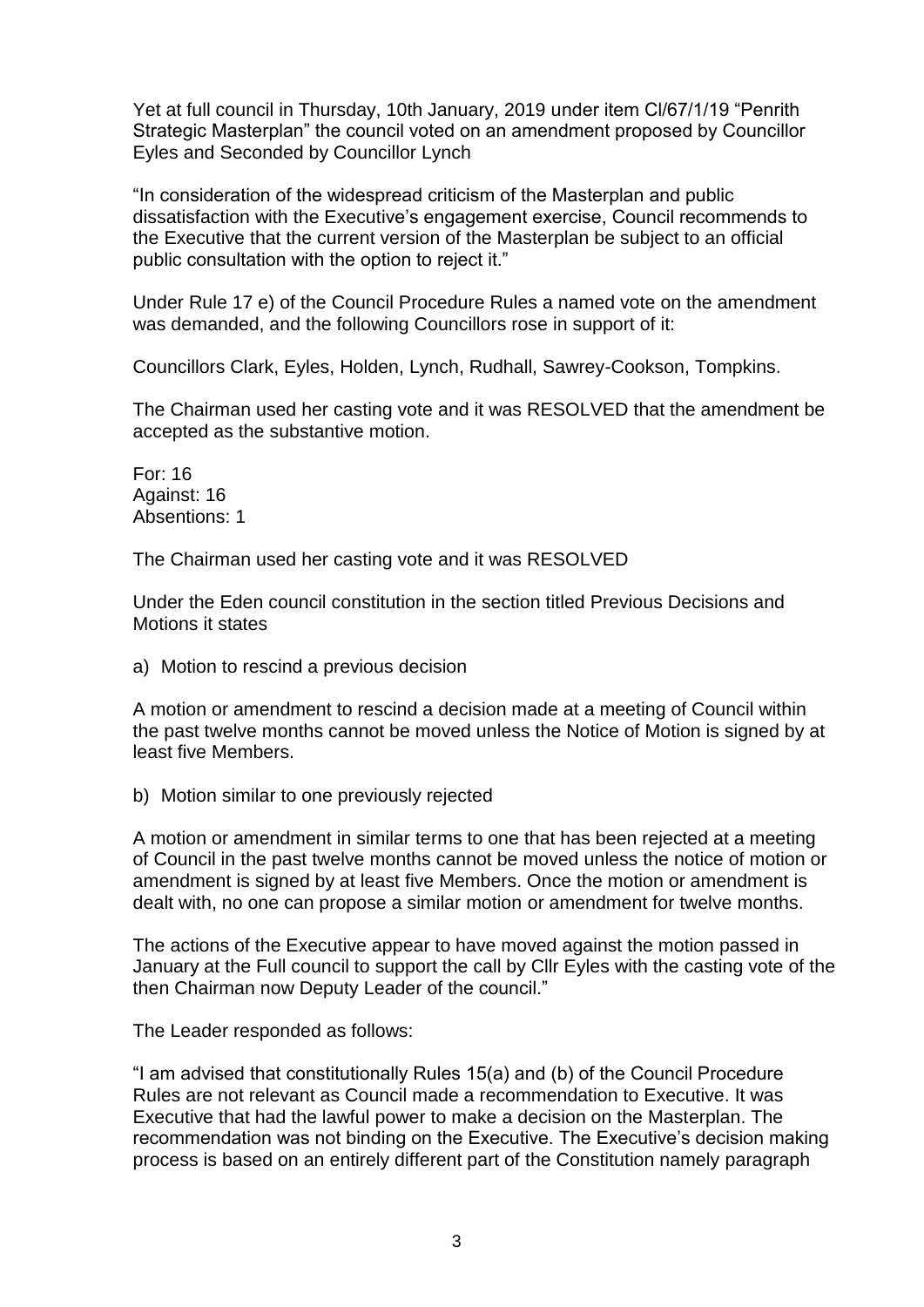Yet at full council in Thursday, 10th January, 2019 under item Cl/67/1/19 "Penrith Strategic Masterplan" the council voted on an amendment proposed by Councillor Eyles and Seconded by Councillor Lynch

"In consideration of the widespread criticism of the Masterplan and public dissatisfaction with the Executive's engagement exercise, Council recommends to the Executive that the current version of the Masterplan be subject to an official public consultation with the option to reject it."

Under Rule 17 e) of the Council Procedure Rules a named vote on the amendment was demanded, and the following Councillors rose in support of it:

Councillors Clark, Eyles, Holden, Lynch, Rudhall, Sawrey-Cookson, Tompkins.

The Chairman used her casting vote and it was RESOLVED that the amendment be accepted as the substantive motion.

For: 16
Against: 16
Absentions: 1

The Chairman used her casting vote and it was RESOLVED

Under the Eden council constitution in the section titled Previous Decisions and Motions it states

a) Motion to rescind a previous decision

A motion or amendment to rescind a decision made at a meeting of Council within the past twelve months cannot be moved unless the Notice of Motion is signed by at least five Members.

b) Motion similar to one previously rejected

A motion or amendment in similar terms to one that has been rejected at a meeting of Council in the past twelve months cannot be moved unless the notice of motion or amendment is signed by at least five Members. Once the motion or amendment is dealt with, no one can propose a similar motion or amendment for twelve months.

The actions of the Executive appear to have moved against the motion passed in January at the Full council to support the call by Cllr Eyles with the casting vote of the then Chairman now Deputy Leader of the council."

The Leader responded as follows:

"I am advised that constitutionally Rules 15(a) and (b) of the Council Procedure Rules are not relevant as Council made a recommendation to Executive. It was Executive that had the lawful power to make a decision on the Masterplan. The recommendation was not binding on the Executive. The Executive's decision making process is based on an entirely different part of the Constitution namely paragraph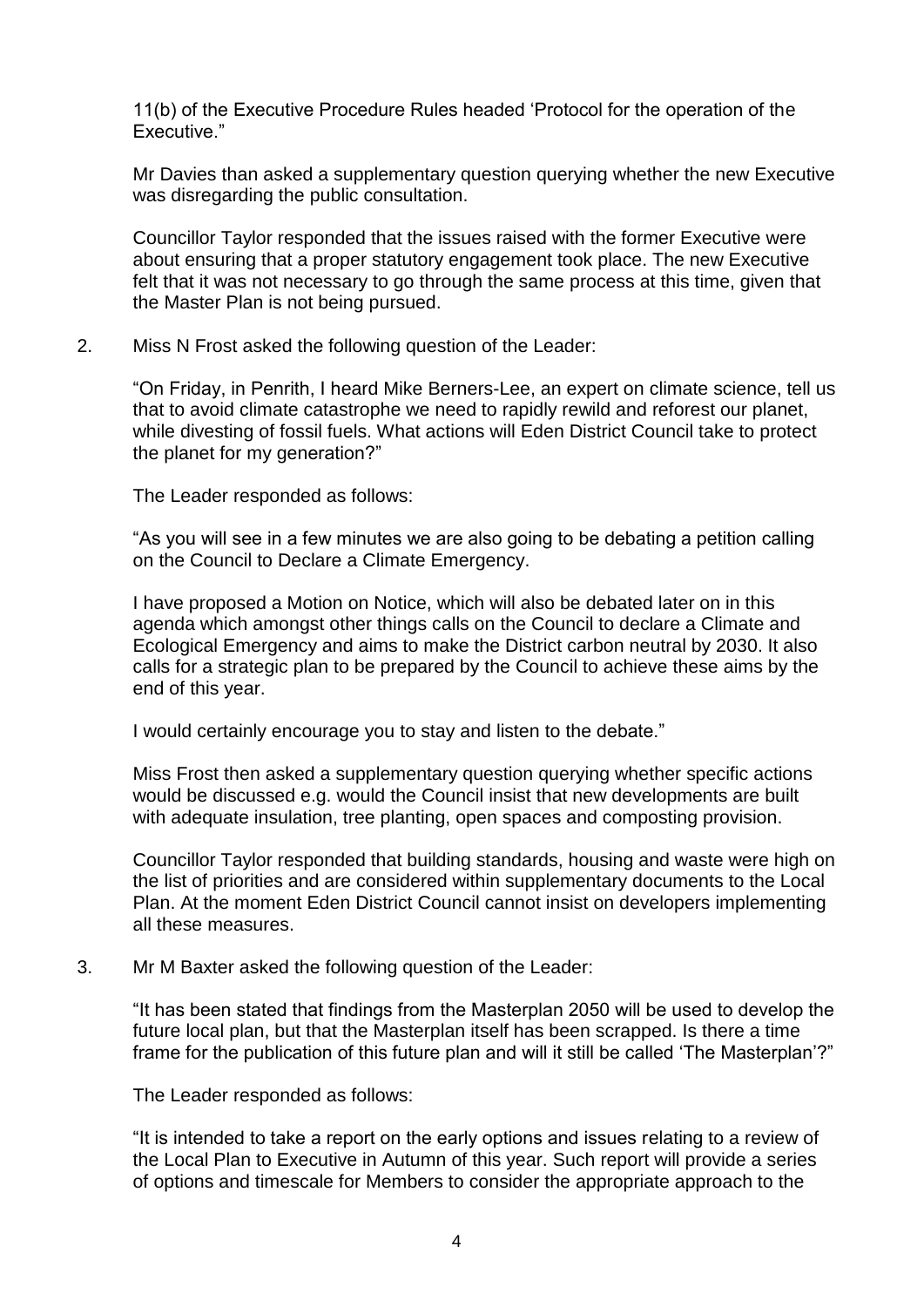11(b) of the Executive Procedure Rules headed 'Protocol for the operation of the Executive."

Mr Davies than asked a supplementary question querying whether the new Executive was disregarding the public consultation.

Councillor Taylor responded that the issues raised with the former Executive were about ensuring that a proper statutory engagement took place. The new Executive felt that it was not necessary to go through the same process at this time, given that the Master Plan is not being pursued.

2. Miss N Frost asked the following question of the Leader:

   "On Friday, in Penrith, I heard Mike Berners-Lee, an expert on climate science, tell us that to avoid climate catastrophe we need to rapidly rewild and reforest our planet, while divesting of fossil fuels. What actions will Eden District Council take to protect the planet for my generation?"

   The Leader responded as follows:

   "As you will see in a few minutes we are also going to be debating a petition calling on the Council to Declare a Climate Emergency.

   I have proposed a Motion on Notice, which will also be debated later on in this agenda which amongst other things calls on the Council to declare a Climate and Ecological Emergency and aims to make the District carbon neutral by 2030. It also calls for a strategic plan to be prepared by the Council to achieve these aims by the end of this year.

   I would certainly encourage you to stay and listen to the debate."

   Miss Frost then asked a supplementary question querying whether specific actions would be discussed e.g. would the Council insist that new developments are built with adequate insulation, tree planting, open spaces and composting provision.

   Councillor Taylor responded that building standards, housing and waste were high on the list of priorities and are considered within supplementary documents to the Local Plan. At the moment Eden District Council cannot insist on developers implementing all these measures.

3. Mr M Baxter asked the following question of the Leader:

   "It has been stated that findings from the Masterplan 2050 will be used to develop the future local plan, but that the Masterplan itself has been scrapped. Is there a time frame for the publication of this future plan and will it still be called 'The Masterplan'?"

   The Leader responded as follows:

   "It is intended to take a report on the early options and issues relating to a review of the Local Plan to Executive in Autumn of this year. Such report will provide a series of options and timescale for Members to consider the appropriate approach to the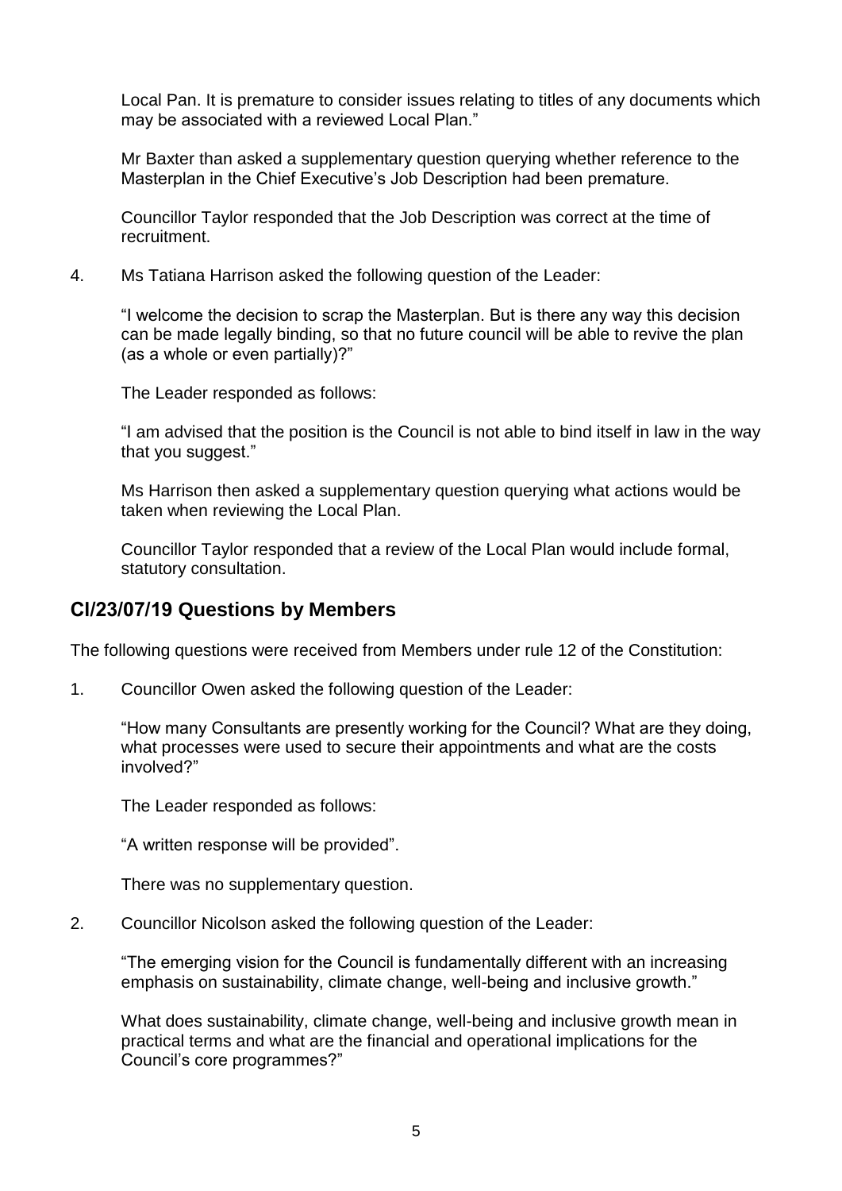Local Pan. It is premature to consider issues relating to titles of any documents which may be associated with a reviewed Local Plan."

Mr Baxter than asked a supplementary question querying whether reference to the Masterplan in the Chief Executive's Job Description had been premature.

Councillor Taylor responded that the Job Description was correct at the time of recruitment.

4. Ms Tatiana Harrison asked the following question of the Leader:

   "I welcome the decision to scrap the Masterplan. But is there any way this decision can be made legally binding, so that no future council will be able to revive the plan (as a whole or even partially)?"

   The Leader responded as follows:

   "I am advised that the position is the Council is not able to bind itself in law in the way that you suggest."

   Ms Harrison then asked a supplementary question querying what actions would be taken when reviewing the Local Plan.

   Councillor Taylor responded that a review of the Local Plan would include formal, statutory consultation.

## CI/23/07/19 Questions by Members

The following questions were received from Members under rule 12 of the Constitution:

1. Councillor Owen asked the following question of the Leader:

   "How many Consultants are presently working for the Council? What are they doing, what processes were used to secure their appointments and what are the costs involved?"

   The Leader responded as follows:

   "A written response will be provided".

   There was no supplementary question.

2. Councillor Nicolson asked the following question of the Leader:

   "The emerging vision for the Council is fundamentally different with an increasing emphasis on sustainability, climate change, well-being and inclusive growth."

   What does sustainability, climate change, well-being and inclusive growth mean in practical terms and what are the financial and operational implications for the Council's core programmes?"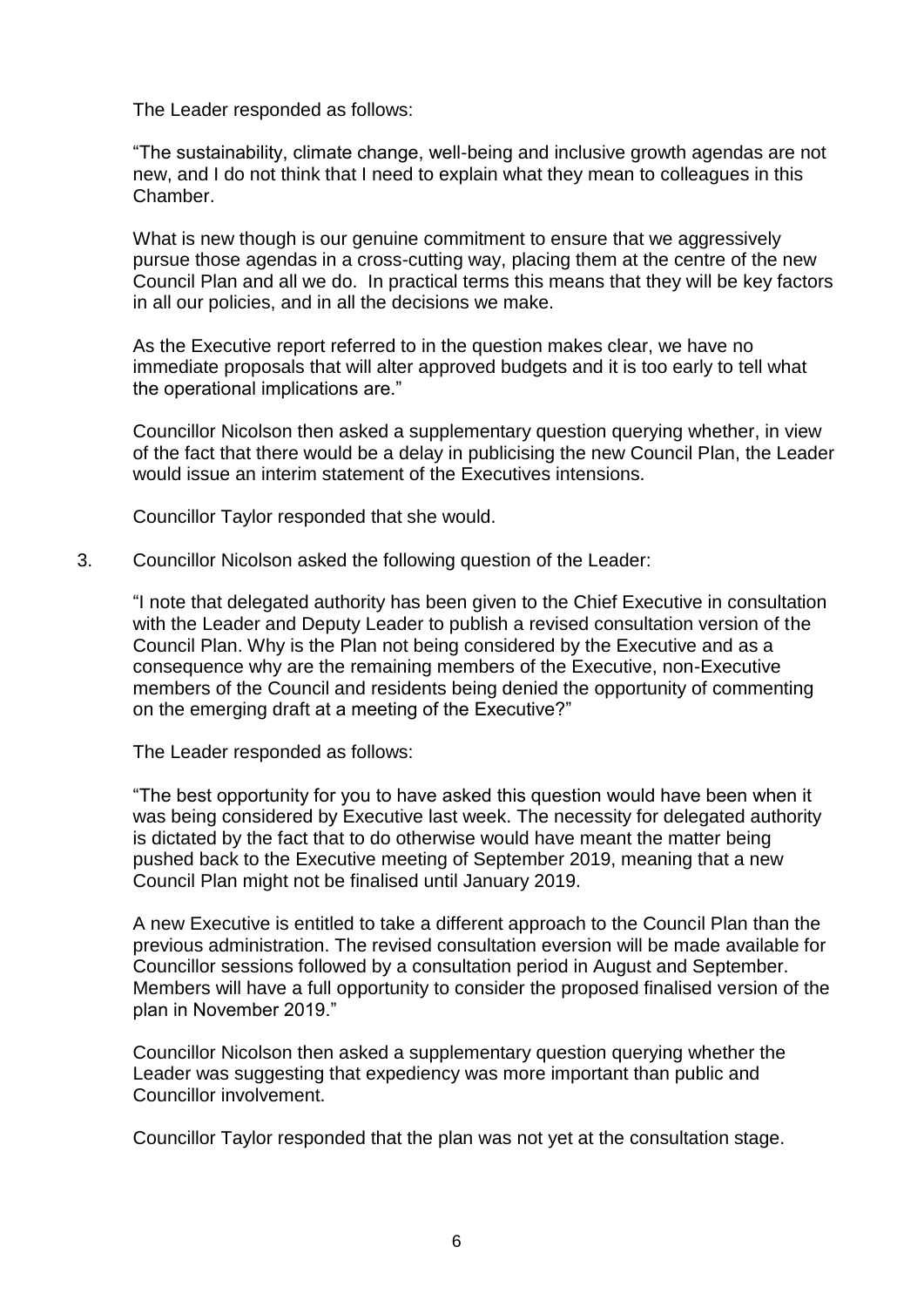The Leader responded as follows:

"The sustainability, climate change, well-being and inclusive growth agendas are not new, and I do not think that I need to explain what they mean to colleagues in this Chamber.

What is new though is our genuine commitment to ensure that we aggressively pursue those agendas in a cross-cutting way, placing them at the centre of the new Council Plan and all we do. In practical terms this means that they will be key factors in all our policies, and in all the decisions we make.

As the Executive report referred to in the question makes clear, we have no immediate proposals that will alter approved budgets and it is too early to tell what the operational implications are."

Councillor Nicolson then asked a supplementary question querying whether, in view of the fact that there would be a delay in publicising the new Council Plan, the Leader would issue an interim statement of the Executives intensions.

Councillor Taylor responded that she would.

3. Councillor Nicolson asked the following question of the Leader:

   "I note that delegated authority has been given to the Chief Executive in consultation with the Leader and Deputy Leader to publish a revised consultation version of the Council Plan. Why is the Plan not being considered by the Executive and as a consequence why are the remaining members of the Executive, non-Executive members of the Council and residents being denied the opportunity of commenting on the emerging draft at a meeting of the Executive?"

   The Leader responded as follows:

   "The best opportunity for you to have asked this question would have been when it was being considered by Executive last week. The necessity for delegated authority is dictated by the fact that to do otherwise would have meant the matter being pushed back to the Executive meeting of September 2019, meaning that a new Council Plan might not be finalised until January 2019.

   A new Executive is entitled to take a different approach to the Council Plan than the previous administration. The revised consultation eversion will be made available for Councillor sessions followed by a consultation period in August and September. Members will have a full opportunity to consider the proposed finalised version of the plan in November 2019."

   Councillor Nicolson then asked a supplementary question querying whether the Leader was suggesting that expediency was more important than public and Councillor involvement.

   Councillor Taylor responded that the plan was not yet at the consultation stage.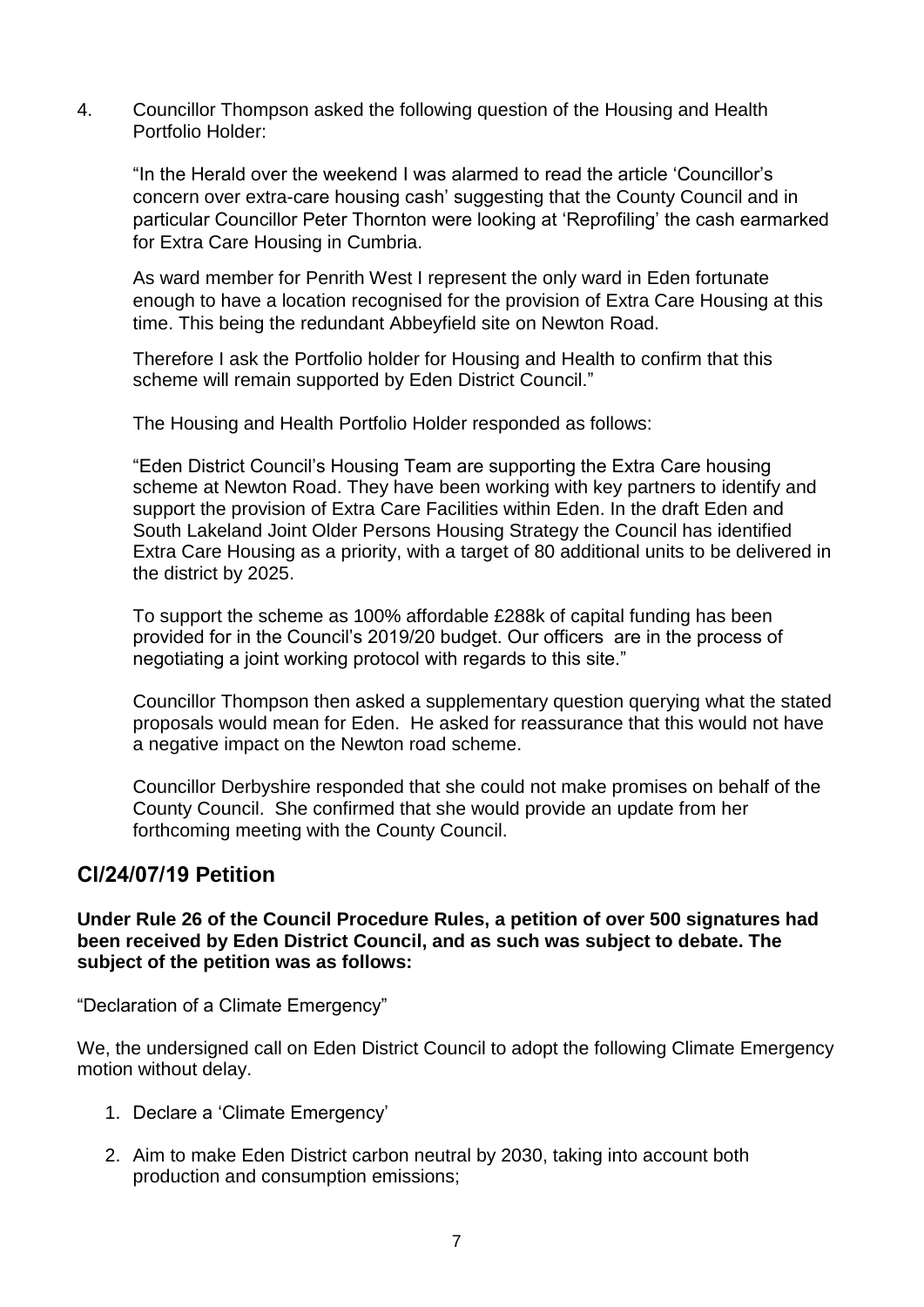4. Councillor Thompson asked the following question of the Housing and Health Portfolio Holder:

   "In the Herald over the weekend I was alarmed to read the article 'Councillor's concern over extra-care housing cash' suggesting that the County Council and in particular Councillor Peter Thornton were looking at 'Reprofiling' the cash earmarked for Extra Care Housing in Cumbria.

   As ward member for Penrith West I represent the only ward in Eden fortunate enough to have a location recognised for the provision of Extra Care Housing at this time. This being the redundant Abbeyfield site on Newton Road.

   Therefore I ask the Portfolio holder for Housing and Health to confirm that this scheme will remain supported by Eden District Council."

   The Housing and Health Portfolio Holder responded as follows:

   "Eden District Council's Housing Team are supporting the Extra Care housing scheme at Newton Road. They have been working with key partners to identify and support the provision of Extra Care Facilities within Eden. In the draft Eden and South Lakeland Joint Older Persons Housing Strategy the Council has identified Extra Care Housing as a priority, with a target of 80 additional units to be delivered in the district by 2025.

   To support the scheme as 100% affordable £288k of capital funding has been provided for in the Council's 2019/20 budget. Our officers are in the process of negotiating a joint working protocol with regards to this site."

   Councillor Thompson then asked a supplementary question querying what the stated proposals would mean for Eden. He asked for reassurance that this would not have a negative impact on the Newton road scheme.

   Councillor Derbyshire responded that she could not make promises on behalf of the County Council. She confirmed that she would provide an update from her forthcoming meeting with the County Council.

## Cl/24/07/19 Petition

**Under Rule 26 of the Council Procedure Rules, a petition of over 500 signatures had been received by Eden District Council, and as such was subject to debate. The subject of the petition was as follows:**

"Declaration of a Climate Emergency"

We, the undersigned call on Eden District Council to adopt the following Climate Emergency motion without delay.

1. Declare a 'Climate Emergency'
2. Aim to make Eden District carbon neutral by 2030, taking into account both production and consumption emissions;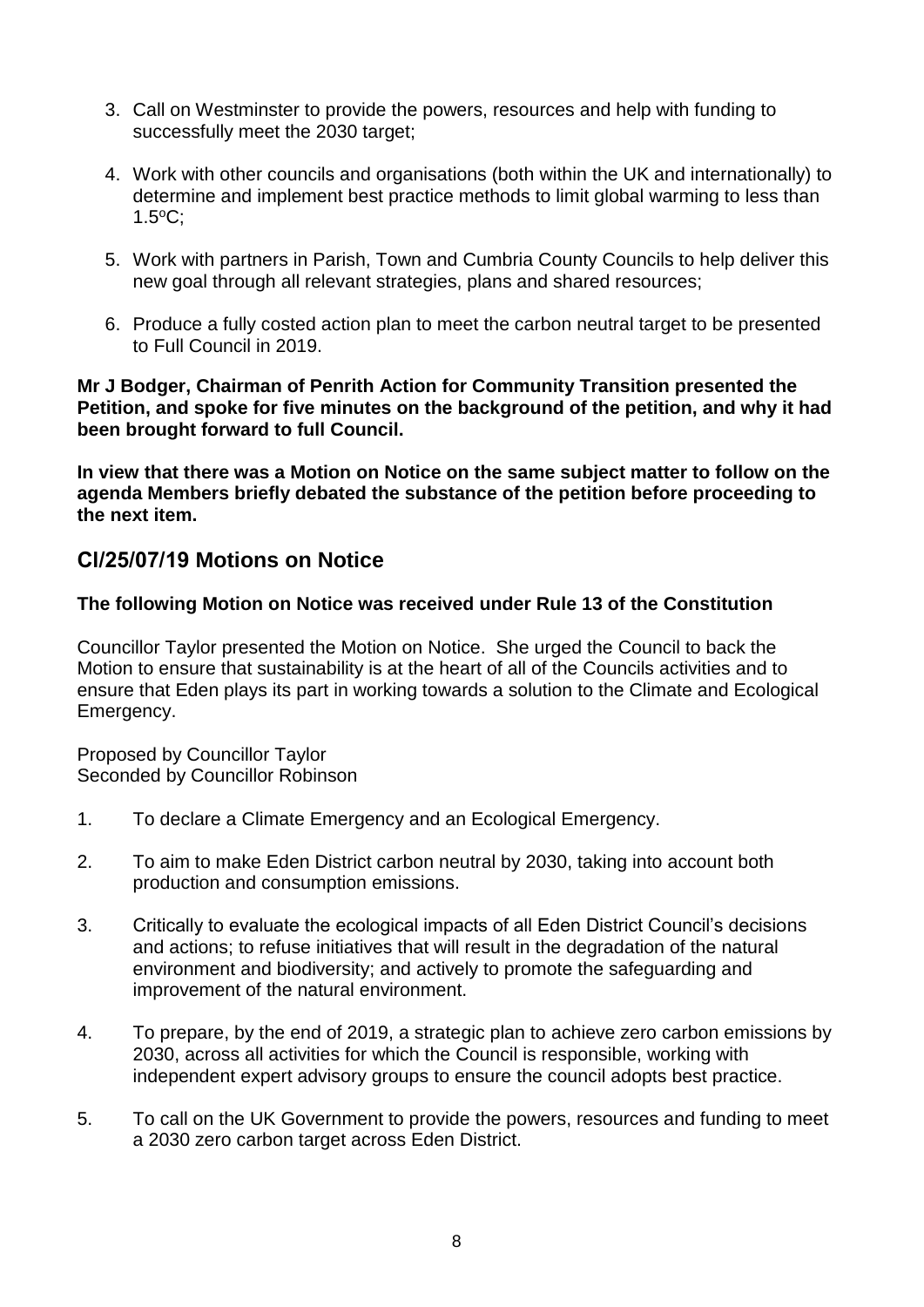3. Call on Westminster to provide the powers, resources and help with funding to successfully meet the 2030 target;

4. Work with other councils and organisations (both within the UK and internationally) to determine and implement best practice methods to limit global warming to less than 1.5$^{o}$C;

5. Work with partners in Parish, Town and Cumbria County Councils to help deliver this new goal through all relevant strategies, plans and shared resources;

6. Produce a fully costed action plan to meet the carbon neutral target to be presented to Full Council in 2019.

**Mr J Bodger, Chairman of Penrith Action for Community Transition presented the Petition, and spoke for five minutes on the background of the petition, and why it had been brought forward to full Council.**

**In view that there was a Motion on Notice on the same subject matter to follow on the agenda Members briefly debated the substance of the petition before proceeding to the next item.**

## Cl/25/07/19 Motions on Notice

**The following Motion on Notice was received under Rule 13 of the Constitution**

Councillor Taylor presented the Motion on Notice. She urged the Council to back the Motion to ensure that sustainability is at the heart of all of the Councils activities and to ensure that Eden plays its part in working towards a solution to the Climate and Ecological Emergency.

Proposed by Councillor Taylor
Seconded by Councillor Robinson

1. To declare a Climate Emergency and an Ecological Emergency.

2. To aim to make Eden District carbon neutral by 2030, taking into account both production and consumption emissions.

3. Critically to evaluate the ecological impacts of all Eden District Council's decisions and actions; to refuse initiatives that will result in the degradation of the natural environment and biodiversity; and actively to promote the safeguarding and improvement of the natural environment.

4. To prepare, by the end of 2019, a strategic plan to achieve zero carbon emissions by 2030, across all activities for which the Council is responsible, working with independent expert advisory groups to ensure the council adopts best practice.

5. To call on the UK Government to provide the powers, resources and funding to meet a 2030 zero carbon target across Eden District.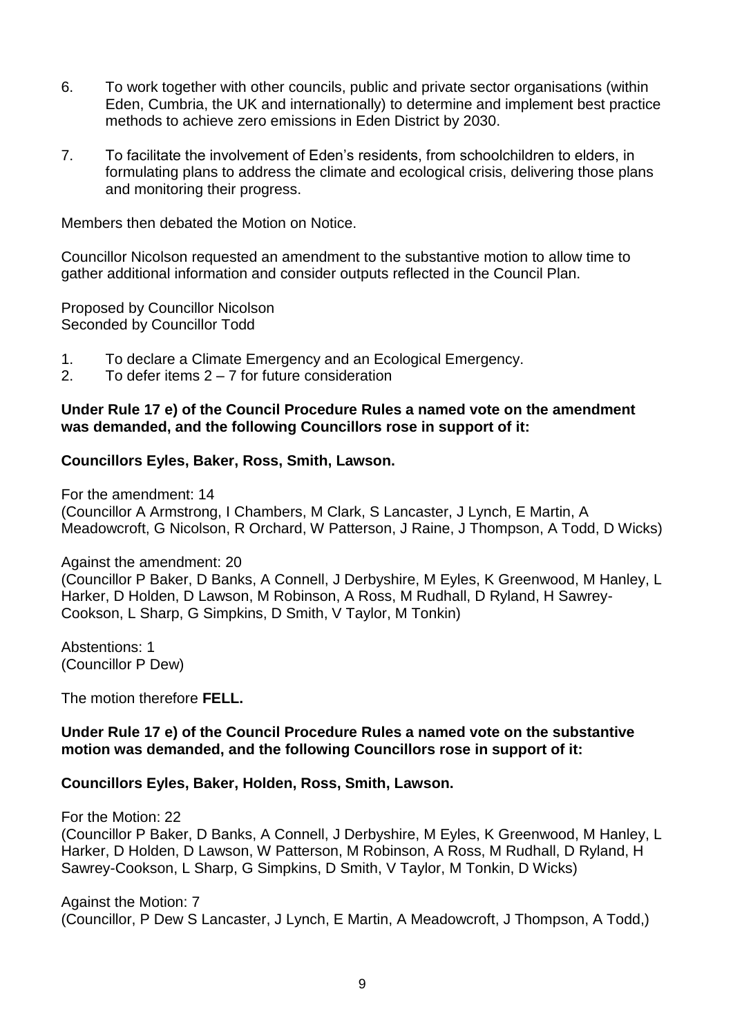6. To work together with other councils, public and private sector organisations (within Eden, Cumbria, the UK and internationally) to determine and implement best practice methods to achieve zero emissions in Eden District by 2030.

7. To facilitate the involvement of Eden's residents, from schoolchildren to elders, in formulating plans to address the climate and ecological crisis, delivering those plans and monitoring their progress.

Members then debated the Motion on Notice.

Councillor Nicolson requested an amendment to the substantive motion to allow time to gather additional information and consider outputs reflected in the Council Plan.

Proposed by Councillor Nicolson
Seconded by Councillor Todd

1. To declare a Climate Emergency and an Ecological Emergency.
2. To defer items 2 – 7 for future consideration

**Under Rule 17 e) of the Council Procedure Rules a named vote on the amendment was demanded, and the following Councillors rose in support of it:**

**Councillors Eyles, Baker, Ross, Smith, Lawson.**

For the amendment: 14
(Councillor A Armstrong, I Chambers, M Clark, S Lancaster, J Lynch, E Martin, A Meadowcroft, G Nicolson, R Orchard, W Patterson, J Raine, J Thompson, A Todd, D Wicks)

Against the amendment: 20
(Councillor P Baker, D Banks, A Connell, J Derbyshire, M Eyles, K Greenwood, M Hanley, L Harker, D Holden, D Lawson, M Robinson, A Ross, M Rudhall, D Ryland, H Sawrey-Cookson, L Sharp, G Simpkins, D Smith, V Taylor, M Tonkin)

Abstentions: 1
(Councillor P Dew)

The motion therefore **FELL.**

**Under Rule 17 e) of the Council Procedure Rules a named vote on the substantive motion was demanded, and the following Councillors rose in support of it:**

**Councillors Eyles, Baker, Holden, Ross, Smith, Lawson.**

For the Motion: 22
(Councillor P Baker, D Banks, A Connell, J Derbyshire, M Eyles, K Greenwood, M Hanley, L Harker, D Holden, D Lawson, W Patterson, M Robinson, A Ross, M Rudhall, D Ryland, H Sawrey-Cookson, L Sharp, G Simpkins, D Smith, V Taylor, M Tonkin, D Wicks)

Against the Motion: 7
(Councillor, P Dew S Lancaster, J Lynch, E Martin, A Meadowcroft, J Thompson, A Todd,)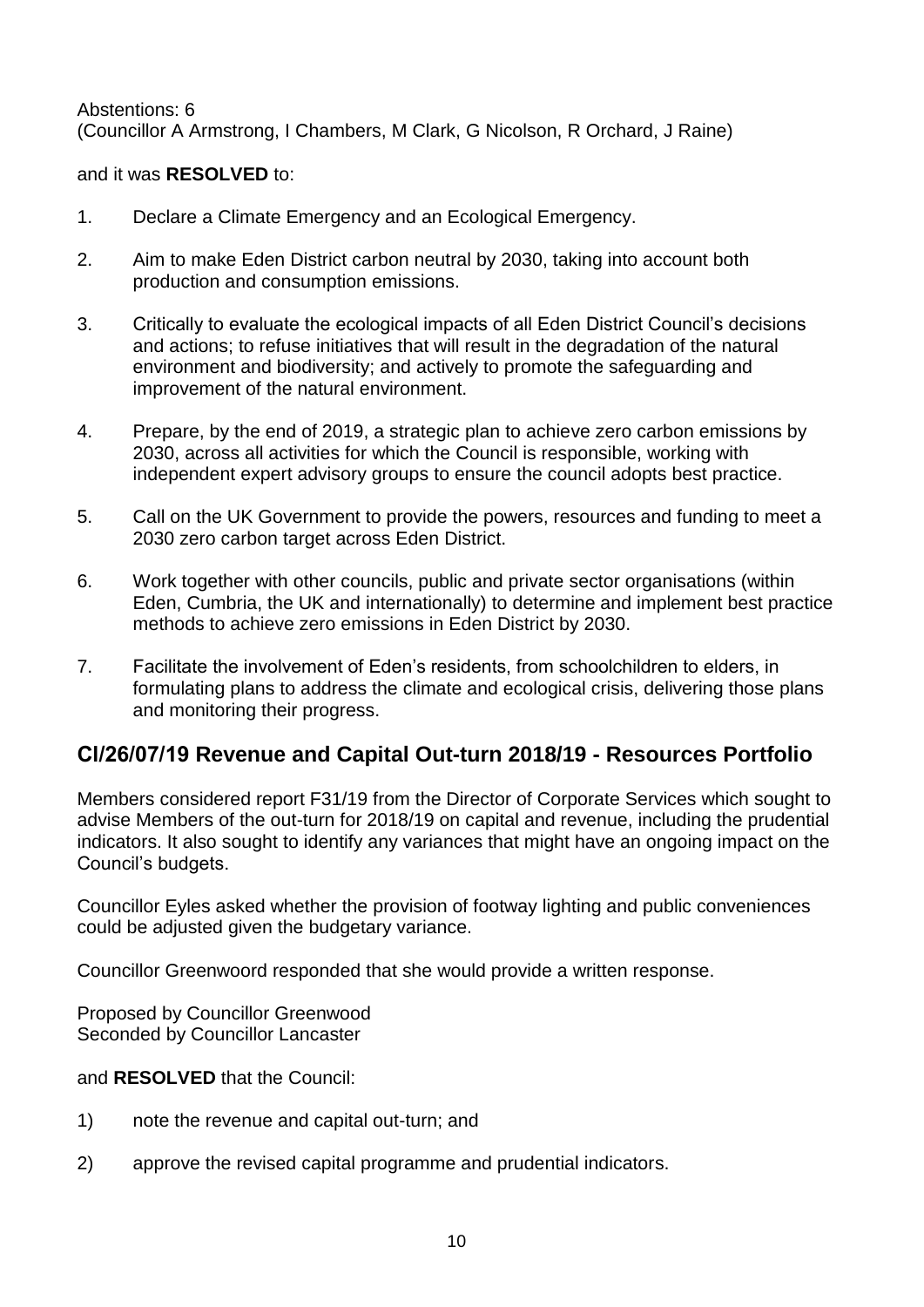Abstentions: 6
(Councillor A Armstrong, I Chambers, M Clark, G Nicolson, R Orchard, J Raine)

and it was **RESOLVED** to:

1. Declare a Climate Emergency and an Ecological Emergency.
2. Aim to make Eden District carbon neutral by 2030, taking into account both production and consumption emissions.
3. Critically to evaluate the ecological impacts of all Eden District Council's decisions and actions; to refuse initiatives that will result in the degradation of the natural environment and biodiversity; and actively to promote the safeguarding and improvement of the natural environment.
4. Prepare, by the end of 2019, a strategic plan to achieve zero carbon emissions by 2030, across all activities for which the Council is responsible, working with independent expert advisory groups to ensure the council adopts best practice.
5. Call on the UK Government to provide the powers, resources and funding to meet a 2030 zero carbon target across Eden District.
6. Work together with other councils, public and private sector organisations (within Eden, Cumbria, the UK and internationally) to determine and implement best practice methods to achieve zero emissions in Eden District by 2030.
7. Facilitate the involvement of Eden's residents, from schoolchildren to elders, in formulating plans to address the climate and ecological crisis, delivering those plans and monitoring their progress.

## Cl/26/07/19 Revenue and Capital Out-turn 2018/19 - Resources Portfolio

Members considered report F31/19 from the Director of Corporate Services which sought to advise Members of the out-turn for 2018/19 on capital and revenue, including the prudential indicators. It also sought to identify any variances that might have an ongoing impact on the Council's budgets.

Councillor Eyles asked whether the provision of footway lighting and public conveniences could be adjusted given the budgetary variance.

Councillor Greenwoord responded that she would provide a written response.

Proposed by Councillor Greenwood
Seconded by Councillor Lancaster

and **RESOLVED** that the Council:

1) note the revenue and capital out-turn; and
2) approve the revised capital programme and prudential indicators.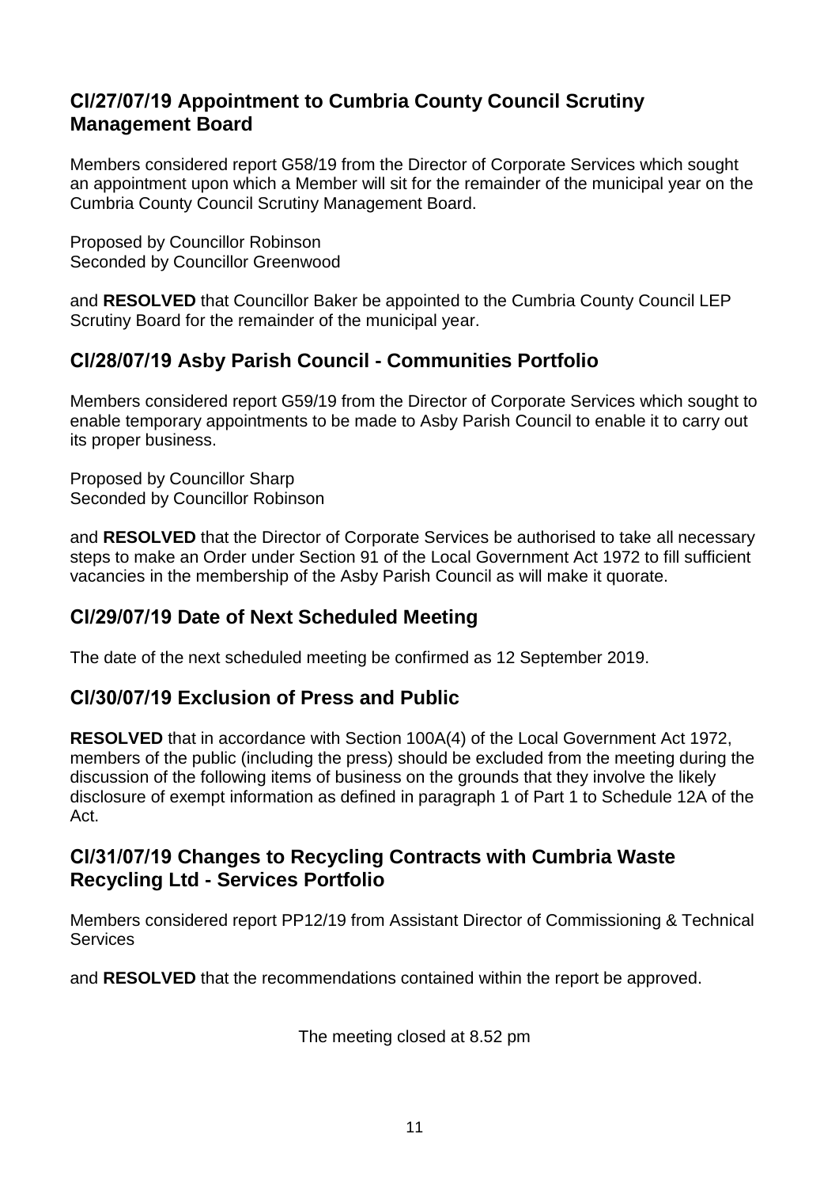## CI/27/07/19 Appointment to Cumbria County Council Scrutiny Management Board

Members considered report G58/19 from the Director of Corporate Services which sought an appointment upon which a Member will sit for the remainder of the municipal year on the Cumbria County Council Scrutiny Management Board.

Proposed by Councillor Robinson
Seconded by Councillor Greenwood

and **RESOLVED** that Councillor Baker be appointed to the Cumbria County Council LEP Scrutiny Board for the remainder of the municipal year.

## CI/28/07/19 Asby Parish Council - Communities Portfolio

Members considered report G59/19 from the Director of Corporate Services which sought to enable temporary appointments to be made to Asby Parish Council to enable it to carry out its proper business.

Proposed by Councillor Sharp
Seconded by Councillor Robinson

and **RESOLVED** that the Director of Corporate Services be authorised to take all necessary steps to make an Order under Section 91 of the Local Government Act 1972 to fill sufficient vacancies in the membership of the Asby Parish Council as will make it quorate.

## CI/29/07/19 Date of Next Scheduled Meeting

The date of the next scheduled meeting be confirmed as 12 September 2019.

## CI/30/07/19 Exclusion of Press and Public

**RESOLVED** that in accordance with Section 100A(4) of the Local Government Act 1972, members of the public (including the press) should be excluded from the meeting during the discussion of the following items of business on the grounds that they involve the likely disclosure of exempt information as defined in paragraph 1 of Part 1 to Schedule 12A of the Act.

## CI/31/07/19 Changes to Recycling Contracts with Cumbria Waste Recycling Ltd - Services Portfolio

Members considered report PP12/19 from Assistant Director of Commissioning & Technical Services

and **RESOLVED** that the recommendations contained within the report be approved.

The meeting closed at 8.52 pm